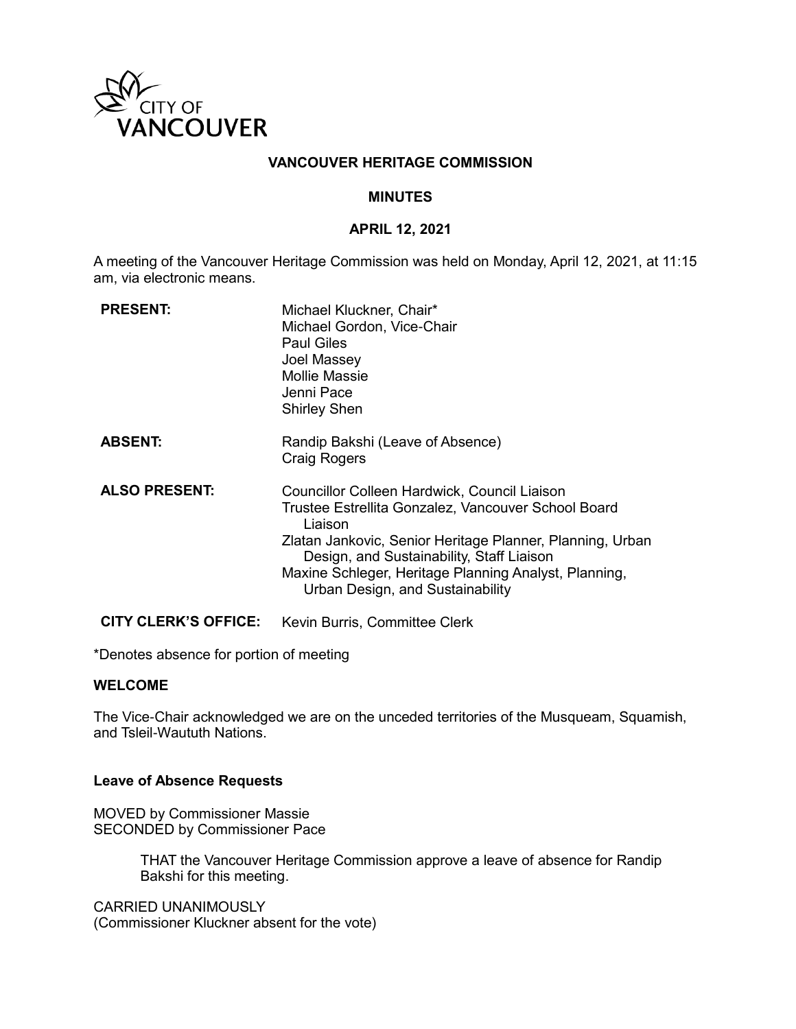CITY OF VANCOUVER

# VANCOUVER HERITAGE COMMISSION

## MINUTES

## APRIL 12, 2021

A meeting of the Vancouver Heritage Commission was held on Monday, April 12, 2021, at 11:15 am, via electronic means.

**PRESENT:**
Michael Kluckner, Chair*
Michael Gordon, Vice-Chair
Paul Giles
Joel Massey
Mollie Massie
Jenni Pace
Shirley Shen

**ABSENT:**
Randip Bakshi (Leave of Absence)
Craig Rogers

**ALSO PRESENT:**
Councillor Colleen Hardwick, Council Liaison
Trustee Estrellita Gonzalez, Vancouver School Board Liaison
Zlatan Jankovic, Senior Heritage Planner, Planning, Urban Design, and Sustainability, Staff Liaison
Maxine Schleger, Heritage Planning Analyst, Planning, Urban Design, and Sustainability

**CITY CLERK'S OFFICE:** Kevin Burris, Committee Clerk

*Denotes absence for portion of meeting

### WELCOME

The Vice-Chair acknowledged we are on the unceded territories of the Musqueam, Squamish, and Tsleil-Waututh Nations.

### Leave of Absence Requests

MOVED by Commissioner Massie
SECONDED by Commissioner Pace

> THAT the Vancouver Heritage Commission approve a leave of absence for Randip Bakshi for this meeting.

CARRIED UNANIMOUSLY
(Commissioner Kluckner absent for the vote)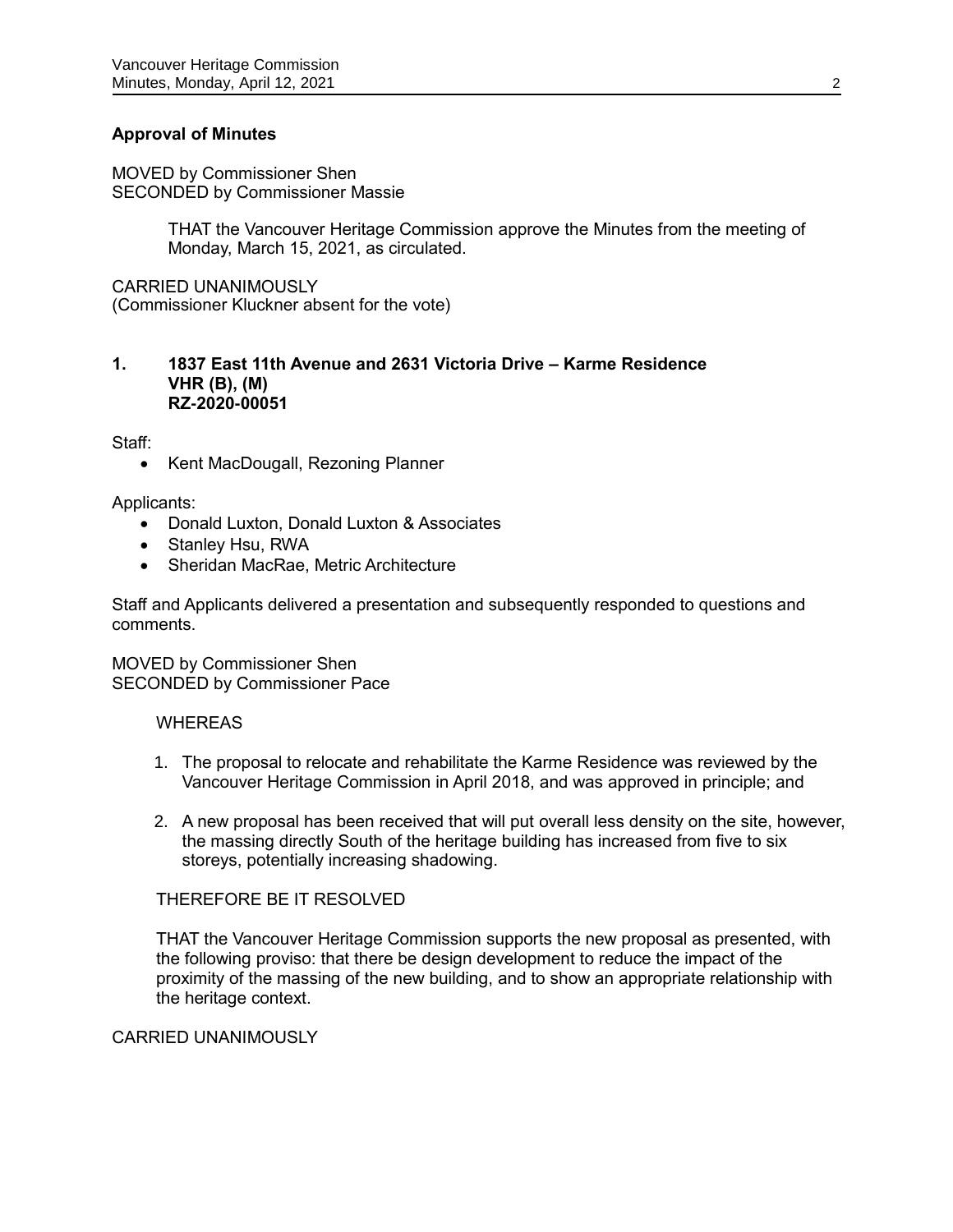## Approval of Minutes

MOVED by Commissioner Shen
SECONDED by Commissioner Massie

> THAT the Vancouver Heritage Commission approve the Minutes from the meeting of Monday, March 15, 2021, as circulated.

CARRIED UNANIMOUSLY
(Commissioner Kluckner absent for the vote)

## 1. 1837 East 11th Avenue and 2631 Victoria Drive – Karme Residence VHR (B), (M) RZ-2020-00051

Staff:

- Kent MacDougall, Rezoning Planner

Applicants:

- Donald Luxton, Donald Luxton & Associates
- Stanley Hsu, RWA
- Sheridan MacRae, Metric Architecture

Staff and Applicants delivered a presentation and subsequently responded to questions and comments.

MOVED by Commissioner Shen
SECONDED by Commissioner Pace

> WHEREAS
>
> 1. The proposal to relocate and rehabilitate the Karme Residence was reviewed by the Vancouver Heritage Commission in April 2018, and was approved in principle; and
> 2. A new proposal has been received that will put overall less density on the site, however, the massing directly South of the heritage building has increased from five to six storeys, potentially increasing shadowing.
>
> THEREFORE BE IT RESOLVED
>
> THAT the Vancouver Heritage Commission supports the new proposal as presented, with the following proviso: that there be design development to reduce the impact of the proximity of the massing of the new building, and to show an appropriate relationship with the heritage context.

CARRIED UNANIMOUSLY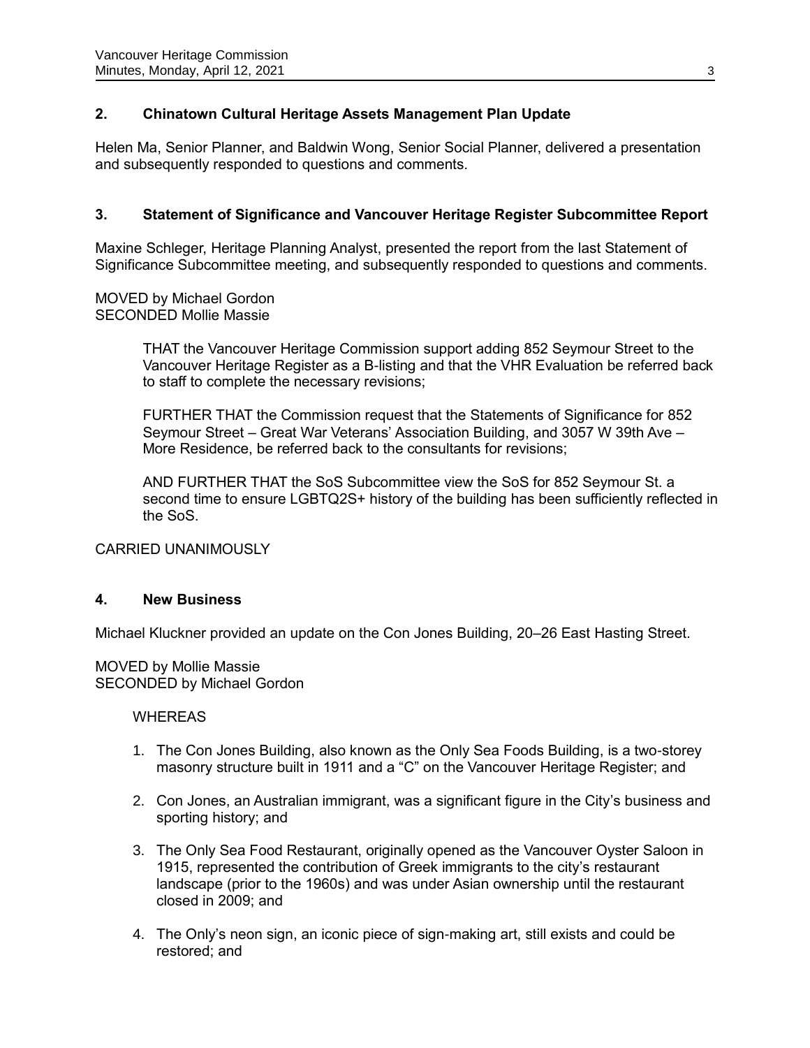## 2. Chinatown Cultural Heritage Assets Management Plan Update

Helen Ma, Senior Planner, and Baldwin Wong, Senior Social Planner, delivered a presentation and subsequently responded to questions and comments.

## 3. Statement of Significance and Vancouver Heritage Register Subcommittee Report

Maxine Schleger, Heritage Planning Analyst, presented the report from the last Statement of Significance Subcommittee meeting, and subsequently responded to questions and comments.

MOVED by Michael Gordon
SECONDED Mollie Massie

> THAT the Vancouver Heritage Commission support adding 852 Seymour Street to the Vancouver Heritage Register as a B-listing and that the VHR Evaluation be referred back to staff to complete the necessary revisions;
>
> FURTHER THAT the Commission request that the Statements of Significance for 852 Seymour Street – Great War Veterans' Association Building, and 3057 W 39th Ave – More Residence, be referred back to the consultants for revisions;
>
> AND FURTHER THAT the SoS Subcommittee view the SoS for 852 Seymour St. a second time to ensure LGBTQ2S+ history of the building has been sufficiently reflected in the SoS.

CARRIED UNANIMOUSLY

## 4. New Business

Michael Kluckner provided an update on the Con Jones Building, 20–26 East Hasting Street.

MOVED by Mollie Massie
SECONDED by Michael Gordon

> WHEREAS
>
> 1. The Con Jones Building, also known as the Only Sea Foods Building, is a two-storey masonry structure built in 1911 and a "C" on the Vancouver Heritage Register; and
> 2. Con Jones, an Australian immigrant, was a significant figure in the City's business and sporting history; and
> 3. The Only Sea Food Restaurant, originally opened as the Vancouver Oyster Saloon in 1915, represented the contribution of Greek immigrants to the city's restaurant landscape (prior to the 1960s) and was under Asian ownership until the restaurant closed in 2009; and
> 4. The Only's neon sign, an iconic piece of sign-making art, still exists and could be restored; and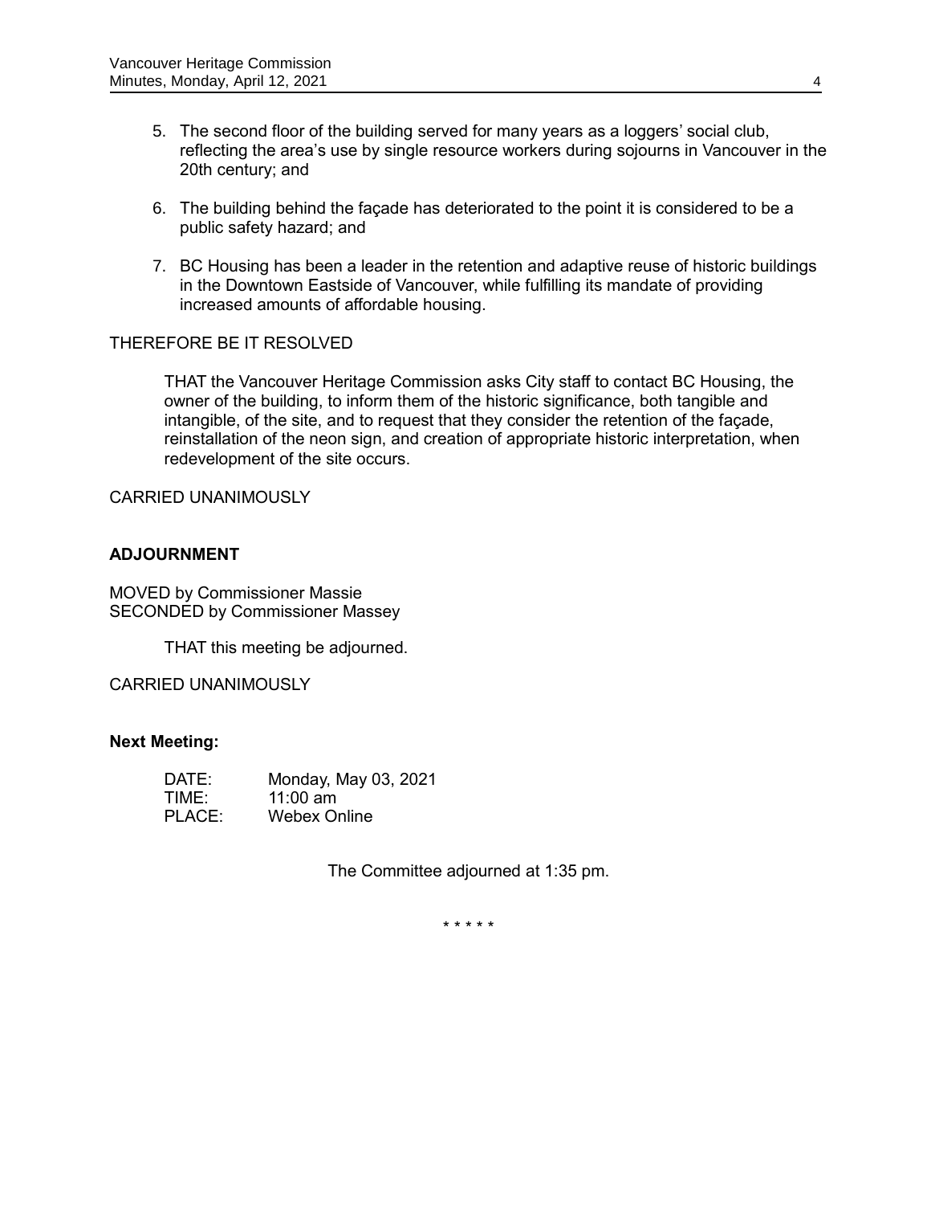5. The second floor of the building served for many years as a loggers' social club, reflecting the area's use by single resource workers during sojourns in Vancouver in the 20th century; and

6. The building behind the façade has deteriorated to the point it is considered to be a public safety hazard; and

7. BC Housing has been a leader in the retention and adaptive reuse of historic buildings in the Downtown Eastside of Vancouver, while fulfilling its mandate of providing increased amounts of affordable housing.

THEREFORE BE IT RESOLVED

> THAT the Vancouver Heritage Commission asks City staff to contact BC Housing, the owner of the building, to inform them of the historic significance, both tangible and intangible, of the site, and to request that they consider the retention of the façade, reinstallation of the neon sign, and creation of appropriate historic interpretation, when redevelopment of the site occurs.

CARRIED UNANIMOUSLY

**ADJOURNMENT**

MOVED by Commissioner Massie
SECONDED by Commissioner Massey

> THAT this meeting be adjourned.

CARRIED UNANIMOUSLY

**Next Meeting:**

DATE: Monday, May 03, 2021
TIME: 11:00 am
PLACE: Webex Online

The Committee adjourned at 1:35 pm.

* * * * *